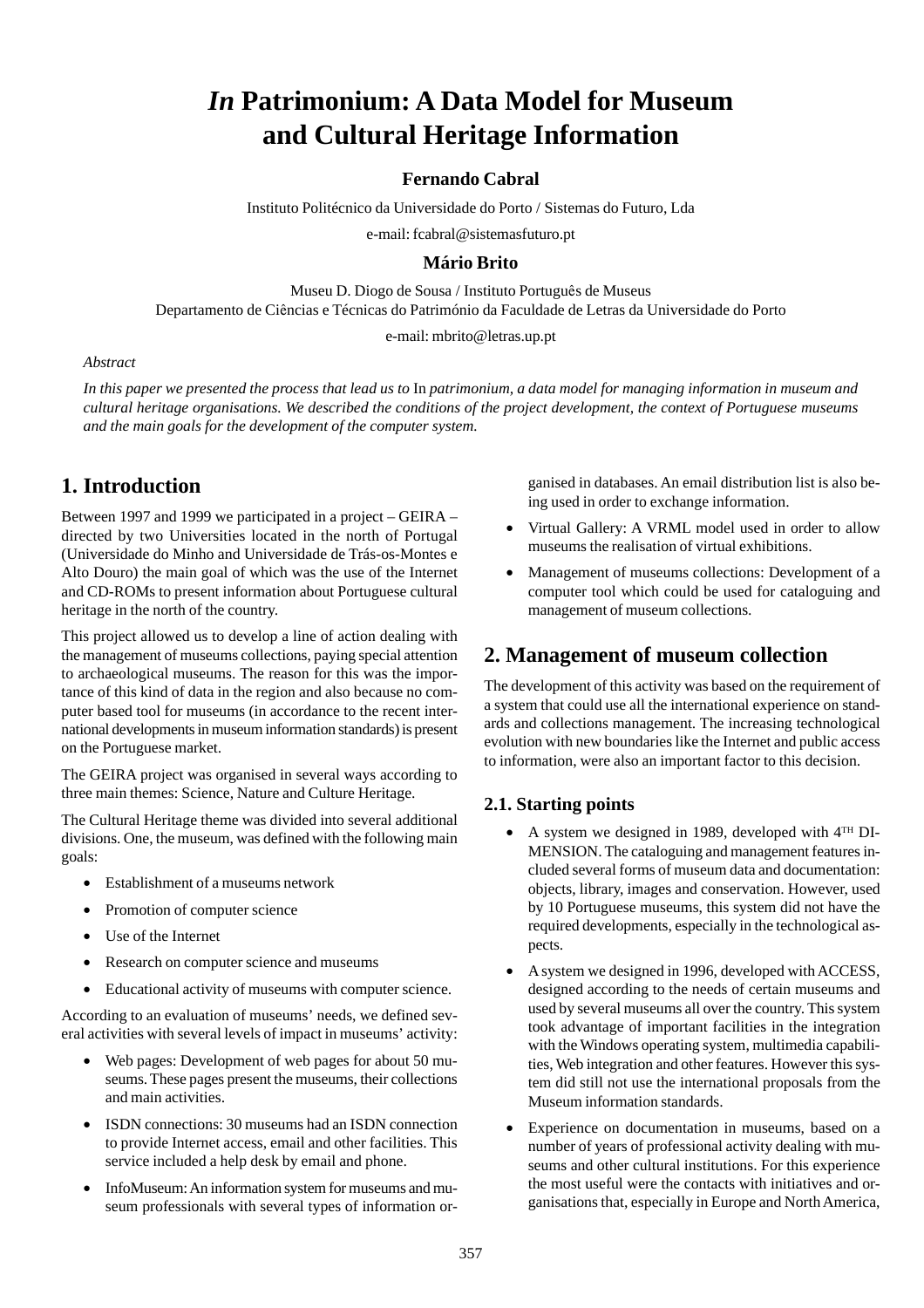# *In* Patrimonium: A Data Model for Museum and Cultural Heritage Information

**Fernando Cabral**

Instituto Politécnico da Universidade do Porto / Sistemas do Futuro, Lda

e-mail: fcabral@sistemasfuturo.pt

**Mário Brito**

Museu D. Diogo de Sousa / Instituto Português de Museus
Departamento de Ciências e Técnicas do Património da Faculdade de Letras da Universidade do Porto

e-mail: mbrito@letras.up.pt

*Abstract*

*In this paper we presented the process that lead us to* In *patrimonium, a data model for managing information in museum and cultural heritage organisations. We described the conditions of the project development, the context of Portuguese museums and the main goals for the development of the computer system.*

## 1. Introduction

Between 1997 and 1999 we participated in a project – GEIRA – directed by two Universities located in the north of Portugal (Universidade do Minho and Universidade de Trás-os-Montes e Alto Douro) the main goal of which was the use of the Internet and CD-ROMs to present information about Portuguese cultural heritage in the north of the country.

This project allowed us to develop a line of action dealing with the management of museums collections, paying special attention to archaeological museums. The reason for this was the importance of this kind of data in the region and also because no computer based tool for museums (in accordance to the recent international developments in museum information standards) is present on the Portuguese market.

The GEIRA project was organised in several ways according to three main themes: Science, Nature and Culture Heritage.

The Cultural Heritage theme was divided into several additional divisions. One, the museum, was defined with the following main goals:

- Establishment of a museums network
- Promotion of computer science
- Use of the Internet
- Research on computer science and museums
- Educational activity of museums with computer science.

According to an evaluation of museums' needs, we defined several activities with several levels of impact in museums' activity:

- Web pages: Development of web pages for about 50 museums. These pages present the museums, their collections and main activities.
- ISDN connections: 30 museums had an ISDN connection to provide Internet access, email and other facilities. This service included a help desk by email and phone.
- InfoMuseum: An information system for museums and museum professionals with several types of information organised in databases. An email distribution list is also being used in order to exchange information.
- Virtual Gallery: A VRML model used in order to allow museums the realisation of virtual exhibitions.
- Management of museums collections: Development of a computer tool which could be used for cataloguing and management of museum collections.

## 2. Management of museum collection

The development of this activity was based on the requirement of a system that could use all the international experience on standards and collections management. The increasing technological evolution with new boundaries like the Internet and public access to information, were also an important factor to this decision.

### 2.1. Starting points

- A system we designed in 1989, developed with 4TH DIMENSION. The cataloguing and management features included several forms of museum data and documentation: objects, library, images and conservation. However, used by 10 Portuguese museums, this system did not have the required developments, especially in the technological aspects.
- A system we designed in 1996, developed with ACCESS, designed according to the needs of certain museums and used by several museums all over the country. This system took advantage of important facilities in the integration with the Windows operating system, multimedia capabilities, Web integration and other features. However this system did still not use the international proposals from the Museum information standards.
- Experience on documentation in museums, based on a number of years of professional activity dealing with museums and other cultural institutions. For this experience the most useful were the contacts with initiatives and organisations that, especially in Europe and North America,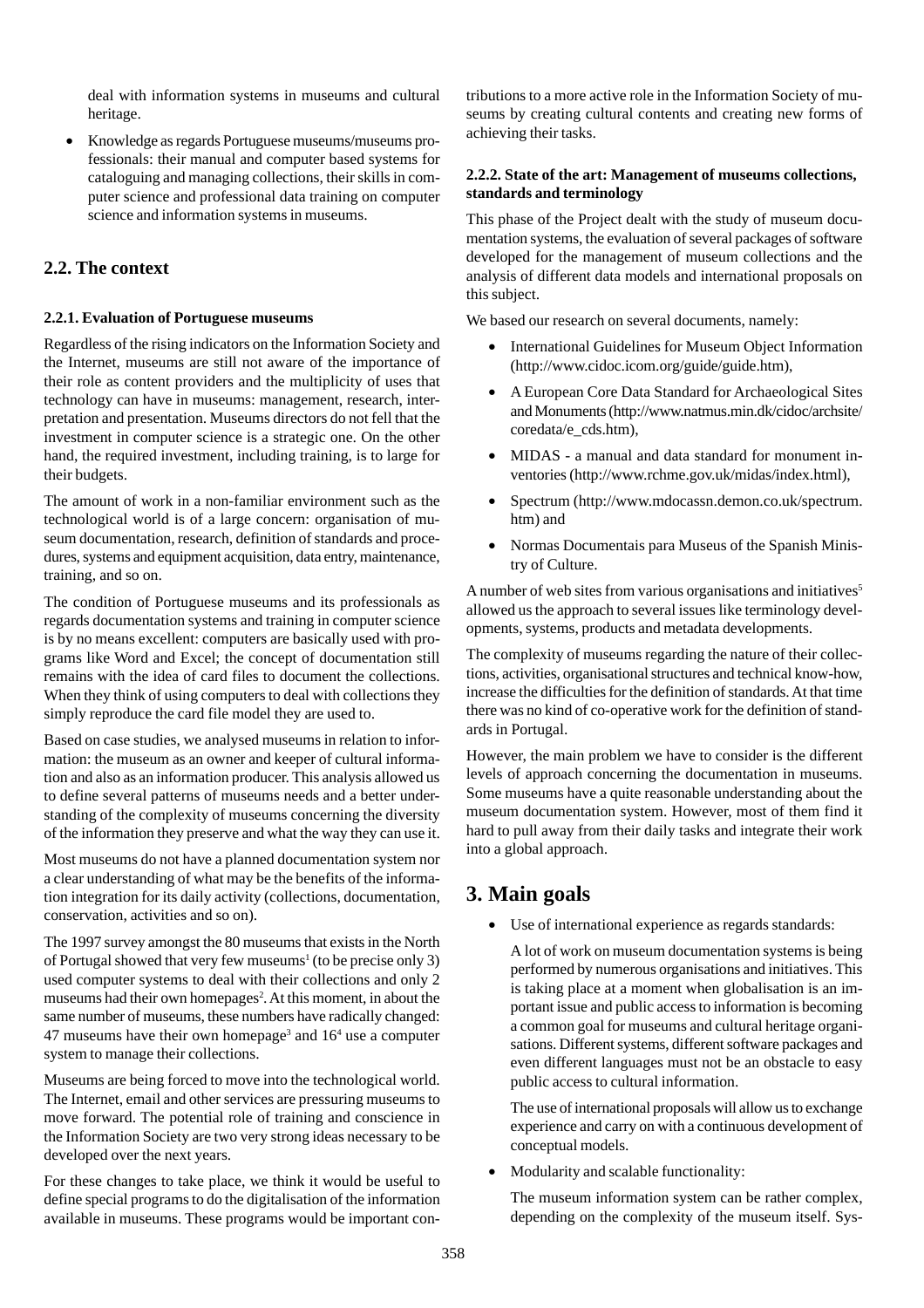deal with information systems in museums and cultural heritage.

- Knowledge as regards Portuguese museums/museums professionals: their manual and computer based systems for cataloguing and managing collections, their skills in computer science and professional data training on computer science and information systems in museums.

## 2.2. The context

### 2.2.1. Evaluation of Portuguese museums

Regardless of the rising indicators on the Information Society and the Internet, museums are still not aware of the importance of their role as content providers and the multiplicity of uses that technology can have in museums: management, research, interpretation and presentation. Museums directors do not fell that the investment in computer science is a strategic one. On the other hand, the required investment, including training, is to large for their budgets.

The amount of work in a non-familiar environment such as the technological world is of a large concern: organisation of museum documentation, research, definition of standards and procedures, systems and equipment acquisition, data entry, maintenance, training, and so on.

The condition of Portuguese museums and its professionals as regards documentation systems and training in computer science is by no means excellent: computers are basically used with programs like Word and Excel; the concept of documentation still remains with the idea of card files to document the collections. When they think of using computers to deal with collections they simply reproduce the card file model they are used to.

Based on case studies, we analysed museums in relation to information: the museum as an owner and keeper of cultural information and also as an information producer. This analysis allowed us to define several patterns of museums needs and a better understanding of the complexity of museums concerning the diversity of the information they preserve and what the way they can use it.

Most museums do not have a planned documentation system nor a clear understanding of what may be the benefits of the information integration for its daily activity (collections, documentation, conservation, activities and so on).

The 1997 survey amongst the 80 museums that exists in the North of Portugal showed that very few museums[1] (to be precise only 3) used computer systems to deal with their collections and only 2 museums had their own homepages[2]. At this moment, in about the same number of museums, these numbers have radically changed: 47 museums have their own homepage[3] and 16[4] use a computer system to manage their collections.

Museums are being forced to move into the technological world. The Internet, email and other services are pressuring museums to move forward. The potential role of training and conscience in the Information Society are two very strong ideas necessary to be developed over the next years.

For these changes to take place, we think it would be useful to define special programs to do the digitalisation of the information available in museums. These programs would be important contributions to a more active role in the Information Society of museums by creating cultural contents and creating new forms of achieving their tasks.

### 2.2.2. State of the art: Management of museums collections, standards and terminology

This phase of the Project dealt with the study of museum documentation systems, the evaluation of several packages of software developed for the management of museum collections and the analysis of different data models and international proposals on this subject.

We based our research on several documents, namely:

- International Guidelines for Museum Object Information (http://www.cidoc.icom.org/guide/guide.htm),
- A European Core Data Standard for Archaeological Sites and Monuments (http://www.natmus.min.dk/cidoc/archsite/coredata/e_cds.htm),
- MIDAS - a manual and data standard for monument inventories (http://www.rchme.gov.uk/midas/index.html),
- Spectrum (http://www.mdocassn.demon.co.uk/spectrum.htm) and
- Normas Documentais para Museus of the Spanish Ministry of Culture.

A number of web sites from various organisations and initiatives[5] allowed us the approach to several issues like terminology developments, systems, products and metadata developments.

The complexity of museums regarding the nature of their collections, activities, organisational structures and technical know-how, increase the difficulties for the definition of standards. At that time there was no kind of co-operative work for the definition of standards in Portugal.

However, the main problem we have to consider is the different levels of approach concerning the documentation in museums. Some museums have a quite reasonable understanding about the museum documentation system. However, most of them find it hard to pull away from their daily tasks and integrate their work into a global approach.

# 3. Main goals

- Use of international experience as regards standards:

  A lot of work on museum documentation systems is being performed by numerous organisations and initiatives. This is taking place at a moment when globalisation is an important issue and public access to information is becoming a common goal for museums and cultural heritage organisations. Different systems, different software packages and even different languages must not be an obstacle to easy public access to cultural information.

  The use of international proposals will allow us to exchange experience and carry on with a continuous development of conceptual models.

- Modularity and scalable functionality:

  The museum information system can be rather complex, depending on the complexity of the museum itself. Sys-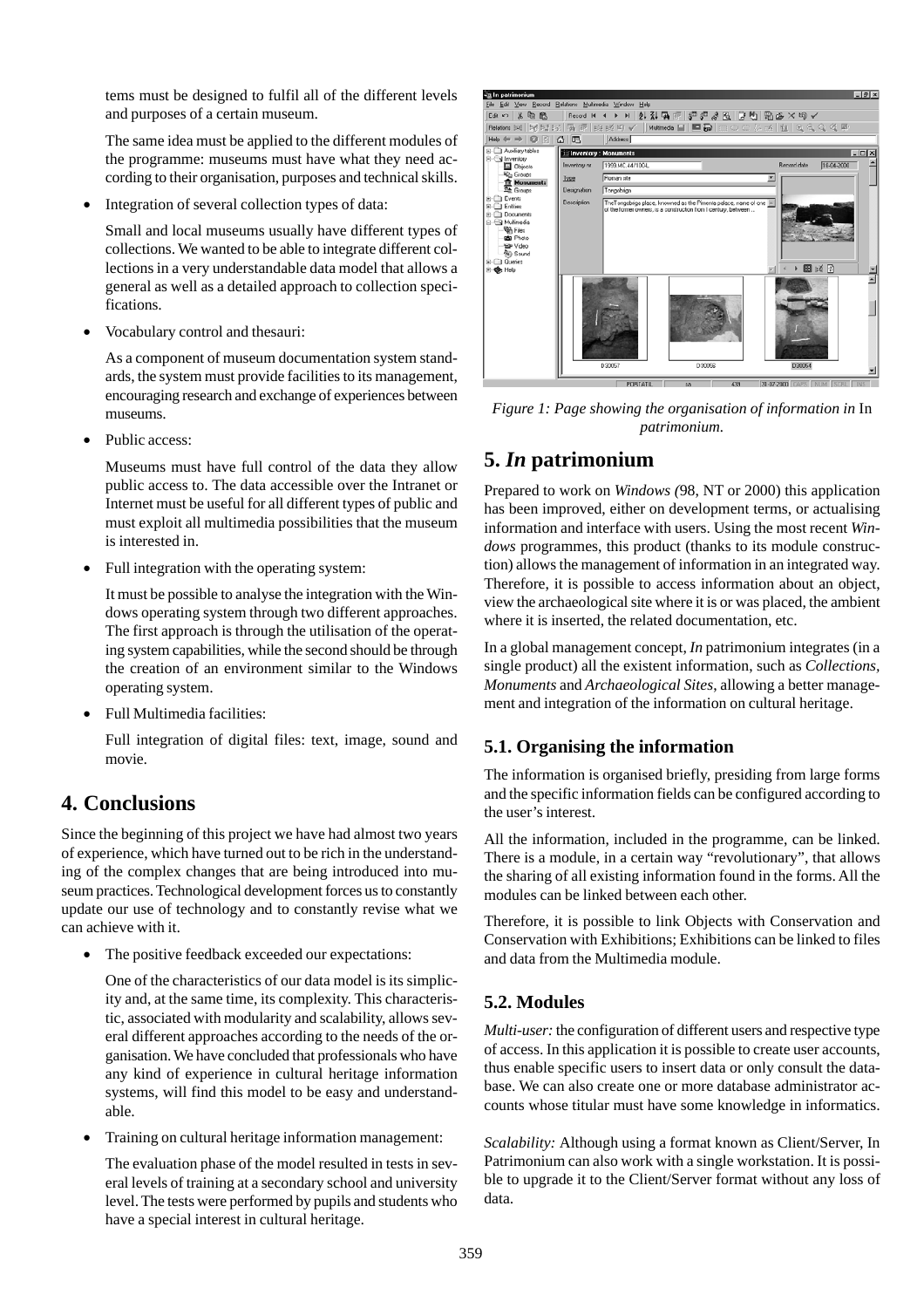tems must be designed to fulfil all of the different levels and purposes of a certain museum.

The same idea must be applied to the different modules of the programme: museums must have what they need according to their organisation, purposes and technical skills.

- Integration of several collection types of data:

  Small and local museums usually have different types of collections. We wanted to be able to integrate different collections in a very understandable data model that allows a general as well as a detailed approach to collection specifications.

- Vocabulary control and thesauri:

  As a component of museum documentation system standards, the system must provide facilities to its management, encouraging research and exchange of experiences between museums.

- Public access:

  Museums must have full control of the data they allow public access to. The data accessible over the Intranet or Internet must be useful for all different types of public and must exploit all multimedia possibilities that the museum is interested in.

- Full integration with the operating system:

  It must be possible to analyse the integration with the Windows operating system through two different approaches. The first approach is through the utilisation of the operating system capabilities, while the second should be through the creation of an environment similar to the Windows operating system.

- Full Multimedia facilities:

  Full integration of digital files: text, image, sound and movie.

# 4. Conclusions

Since the beginning of this project we have had almost two years of experience, which have turned out to be rich in the understanding of the complex changes that are being introduced into museum practices. Technological development forces us to constantly update our use of technology and to constantly revise what we can achieve with it.

- The positive feedback exceeded our expectations:

  One of the characteristics of our data model is its simplicity and, at the same time, its complexity. This characteristic, associated with modularity and scalability, allows several different approaches according to the needs of the organisation. We have concluded that professionals who have any kind of experience in cultural heritage information systems, will find this model to be easy and understandable.

- Training on cultural heritage information management:

  The evaluation phase of the model resulted in tests in several levels of training at a secondary school and university level. The tests were performed by pupils and students who have a special interest in cultural heritage.

*Figure 1: Page showing the organisation of information in* In *patrimonium.*

# 5. *In* patrimonium

Prepared to work on *Windows (*98, NT or 2000) this application has been improved, either on development terms, or actualising information and interface with users. Using the most recent *Windows* programmes, this product (thanks to its module construction) allows the management of information in an integrated way. Therefore, it is possible to access information about an object, view the archaeological site where it is or was placed, the ambient where it is inserted, the related documentation, etc.

In a global management concept, *In* patrimonium integrates (in a single product) all the existent information, such as *Collections*, *Monuments* and *Archaeological Sites*, allowing a better management and integration of the information on cultural heritage.

## 5.1. Organising the information

The information is organised briefly, presiding from large forms and the specific information fields can be configured according to the user's interest.

All the information, included in the programme, can be linked. There is a module, in a certain way "revolutionary", that allows the sharing of all existing information found in the forms. All the modules can be linked between each other.

Therefore, it is possible to link Objects with Conservation and Conservation with Exhibitions; Exhibitions can be linked to files and data from the Multimedia module.

## 5.2. Modules

*Multi-user:* the configuration of different users and respective type of access. In this application it is possible to create user accounts, thus enable specific users to insert data or only consult the database. We can also create one or more database administrator accounts whose titular must have some knowledge in informatics.

*Scalability:* Although using a format known as Client/Server, In Patrimonium can also work with a single workstation. It is possible to upgrade it to the Client/Server format without any loss of data.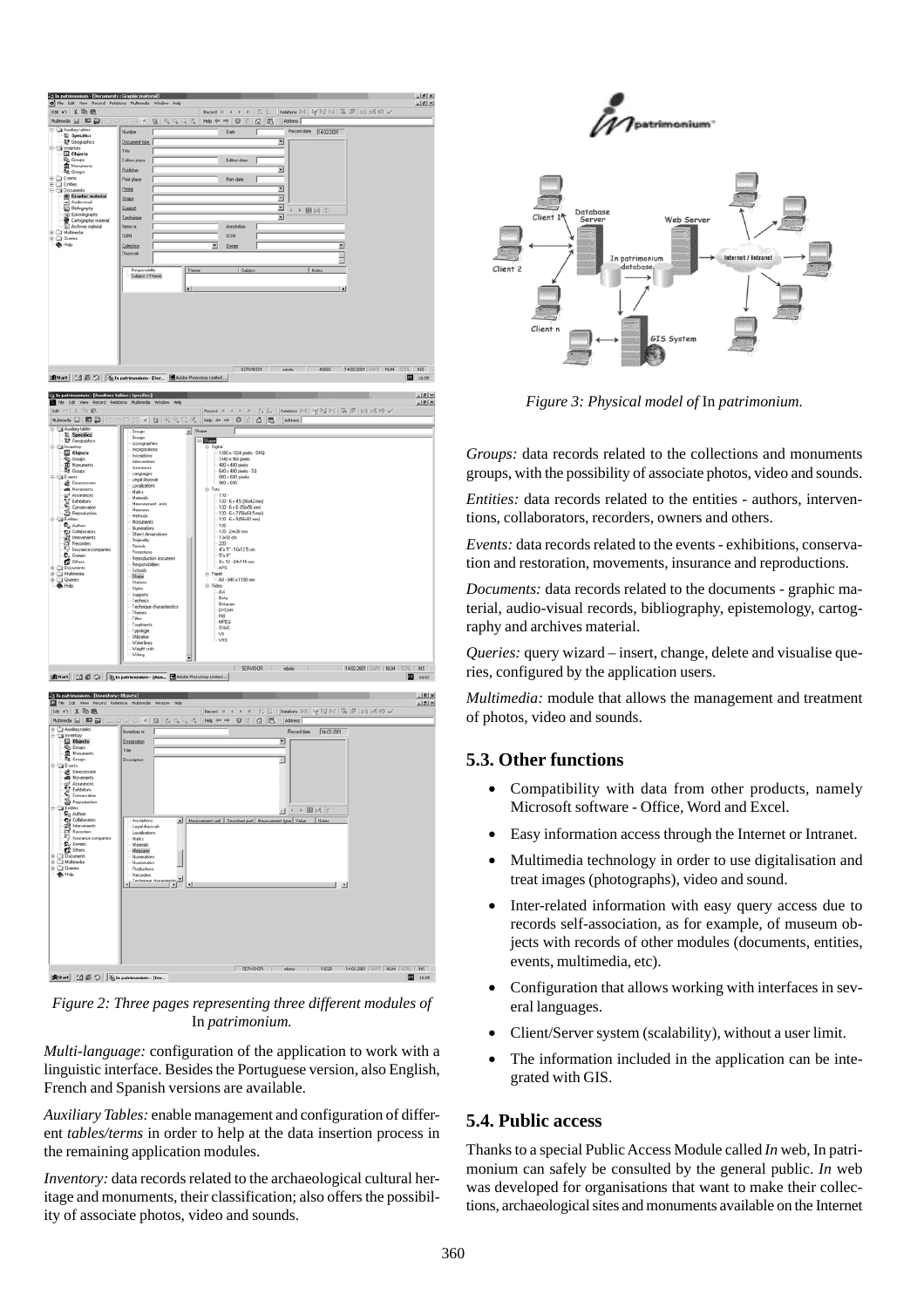*Figure 2: Three pages representing three different modules of* In *patrimonium.*

*Multi-language:* configuration of the application to work with a linguistic interface. Besides the Portuguese version, also English, French and Spanish versions are available.

*Auxiliary Tables:* enable management and configuration of different *tables/terms* in order to help at the data insertion process in the remaining application modules.

*Inventory:* data records related to the archaeological cultural heritage and monuments, their classification; also offers the possibility of associate photos, video and sounds.

*Figure 3: Physical model of* In *patrimonium.*

*Groups:* data records related to the collections and monuments groups, with the possibility of associate photos, video and sounds.

*Entities:* data records related to the entities - authors, interventions, collaborators, recorders, owners and others.

*Events:* data records related to the events - exhibitions, conservation and restoration, movements, insurance and reproductions.

*Documents:* data records related to the documents - graphic material, audio-visual records, bibliography, epistemology, cartography and archives material.

*Queries:* query wizard – insert, change, delete and visualise queries, configured by the application users.

*Multimedia:* module that allows the management and treatment of photos, video and sounds.

## 5.3. Other functions

- Compatibility with data from other products, namely Microsoft software - Office, Word and Excel.
- Easy information access through the Internet or Intranet.
- Multimedia technology in order to use digitalisation and treat images (photographs), video and sound.
- Inter-related information with easy query access due to records self-association, as for example, of museum objects with records of other modules (documents, entities, events, multimedia, etc).
- Configuration that allows working with interfaces in several languages.
- Client/Server system (scalability), without a user limit.
- The information included in the application can be integrated with GIS.

## 5.4. Public access

Thanks to a special Public Access Module called *In* web, In patrimonium can safely be consulted by the general public. *In* web was developed for organisations that want to make their collections, archaeological sites and monuments available on the Internet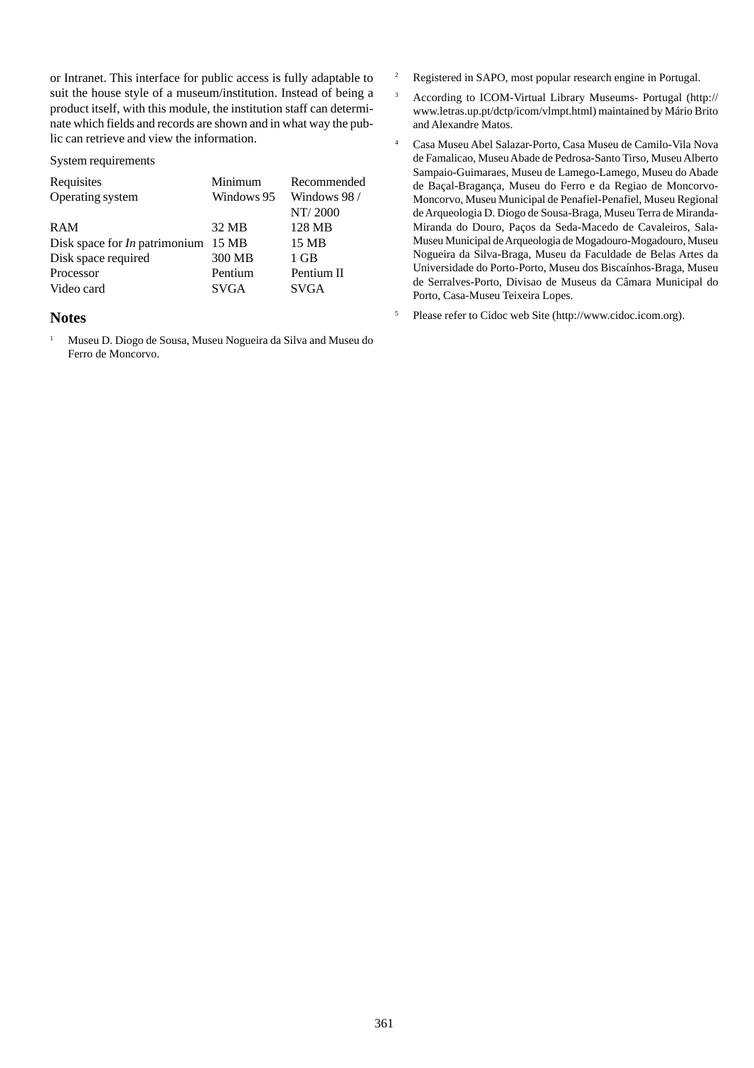or Intranet. This interface for public access is fully adaptable to suit the house style of a museum/institution. Instead of being a product itself, with this module, the institution staff can determinate which fields and records are shown and in what way the public can retrieve and view the information.

System requirements

| Requisites | Minimum | Recommended |
|---|---|---|
| Operating system | Windows 95 | Windows 98 / NT/ 2000 |
| RAM | 32 MB | 128 MB |
| Disk space for *In* patrimonium | 15 MB | 15 MB |
| Disk space required | 300 MB | 1 GB |
| Processor | Pentium | Pentium II |
| Video card | SVGA | SVGA |

## Notes

[1] Museu D. Diogo de Sousa, Museu Nogueira da Silva and Museu do Ferro de Moncorvo.

[2] Registered in SAPO, most popular research engine in Portugal.

[3] According to ICOM-Virtual Library Museums- Portugal (http://www.letras.up.pt/dctp/icom/vlmpt.html) maintained by Mário Brito and Alexandre Matos.

[4] Casa Museu Abel Salazar-Porto, Casa Museu de Camilo-Vila Nova de Famalicao, Museu Abade de Pedrosa-Santo Tirso, Museu Alberto Sampaio-Guimaraes, Museu de Lamego-Lamego, Museu do Abade de Baçal-Bragança, Museu do Ferro e da Regiao de Moncorvo-Moncorvo, Museu Municipal de Penafiel-Penafiel, Museu Regional de Arqueologia D. Diogo de Sousa-Braga, Museu Terra de Miranda-Miranda do Douro, Paços da Seda-Macedo de Cavaleiros, Sala-Museu Municipal de Arqueologia de Mogadouro-Mogadouro, Museu Nogueira da Silva-Braga, Museu da Faculdade de Belas Artes da Universidade do Porto-Porto, Museu dos Biscaínhos-Braga, Museu de Serralves-Porto, Divisao de Museus da Câmara Municipal do Porto, Casa-Museu Teixeira Lopes.

[5] Please refer to Cidoc web Site (http://www.cidoc.icom.org).